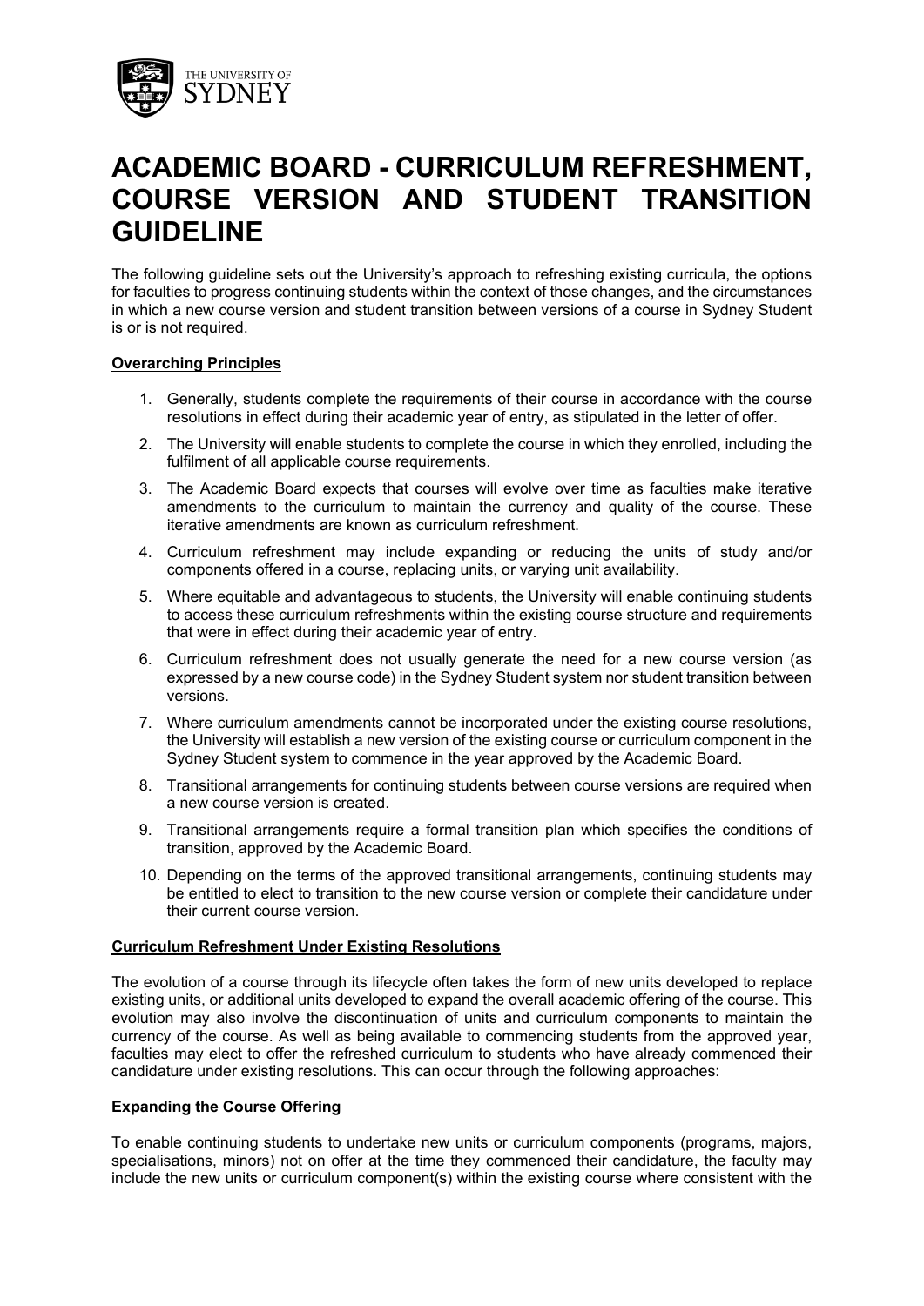# ACADEMIC BOARD - CURRICULUM REFRESHMENT, COURSE VERSION AND STUDENT TRANSITION GUIDELINE

The following guideline sets out the University's approach to refreshing existing curricula, the options for faculties to progress continuing students within the context of those changes, and the circumstances in which a new course version and student transition between versions of a course in Sydney Student is or is not required.

**<u>Overarching Principles</u>**

1. Generally, students complete the requirements of their course in accordance with the course resolutions in effect during their academic year of entry, as stipulated in the letter of offer.
2. The University will enable students to complete the course in which they enrolled, including the fulfilment of all applicable course requirements.
3. The Academic Board expects that courses will evolve over time as faculties make iterative amendments to the curriculum to maintain the currency and quality of the course. These iterative amendments are known as curriculum refreshment.
4. Curriculum refreshment may include expanding or reducing the units of study and/or components offered in a course, replacing units, or varying unit availability.
5. Where equitable and advantageous to students, the University will enable continuing students to access these curriculum refreshments within the existing course structure and requirements that were in effect during their academic year of entry.
6. Curriculum refreshment does not usually generate the need for a new course version (as expressed by a new course code) in the Sydney Student system nor student transition between versions.
7. Where curriculum amendments cannot be incorporated under the existing course resolutions, the University will establish a new version of the existing course or curriculum component in the Sydney Student system to commence in the year approved by the Academic Board.
8. Transitional arrangements for continuing students between course versions are required when a new course version is created.
9. Transitional arrangements require a formal transition plan which specifies the conditions of transition, approved by the Academic Board.
10. Depending on the terms of the approved transitional arrangements, continuing students may be entitled to elect to transition to the new course version or complete their candidature under their current course version.

**<u>Curriculum Refreshment Under Existing Resolutions</u>**

The evolution of a course through its lifecycle often takes the form of new units developed to replace existing units, or additional units developed to expand the overall academic offering of the course. This evolution may also involve the discontinuation of units and curriculum components to maintain the currency of the course. As well as being available to commencing students from the approved year, faculties may elect to offer the refreshed curriculum to students who have already commenced their candidature under existing resolutions. This can occur through the following approaches:

**Expanding the Course Offering**

To enable continuing students to undertake new units or curriculum components (programs, majors, specialisations, minors) not on offer at the time they commenced their candidature, the faculty may include the new units or curriculum component(s) within the existing course where consistent with the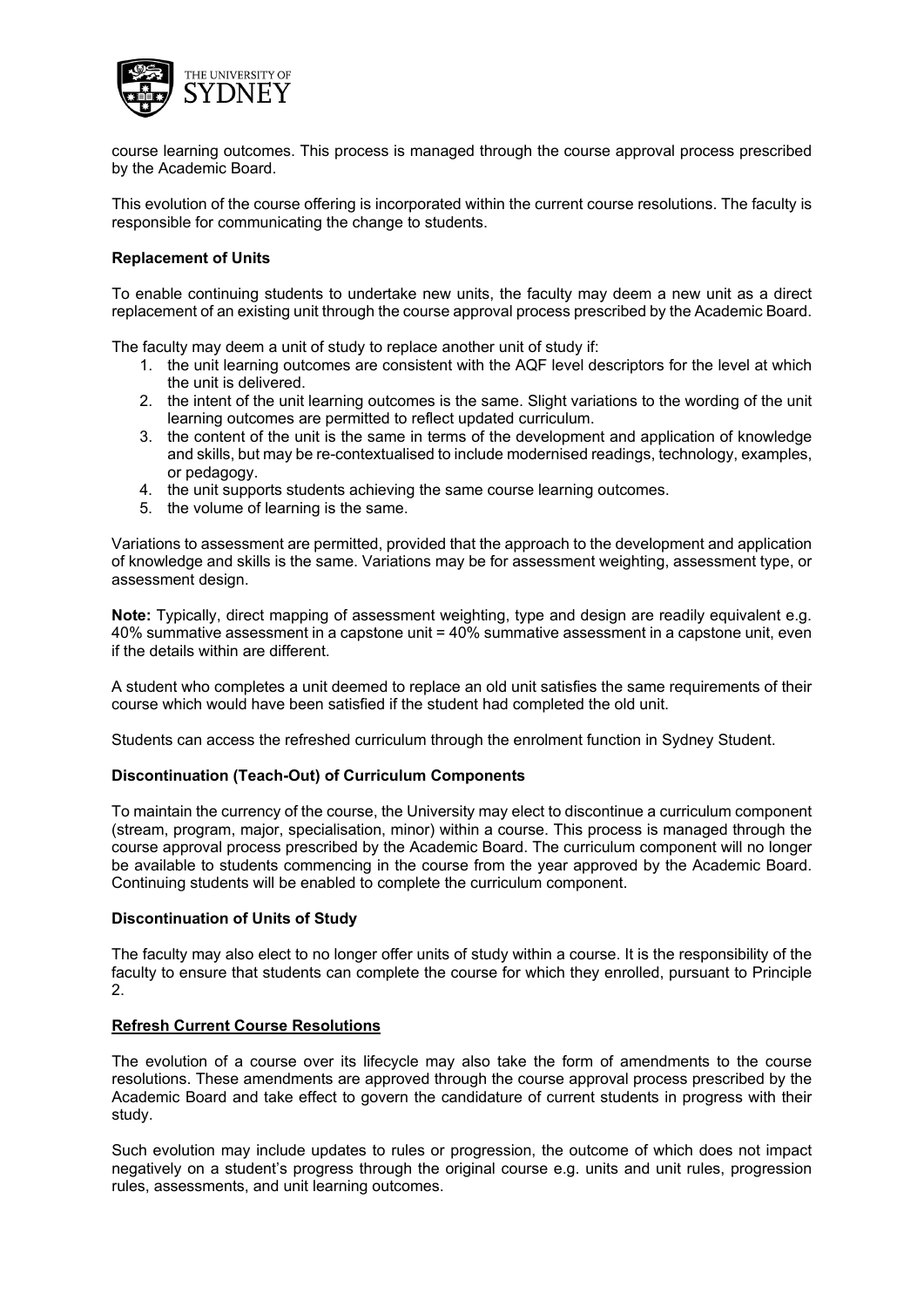course learning outcomes. This process is managed through the course approval process prescribed by the Academic Board.

This evolution of the course offering is incorporated within the current course resolutions. The faculty is responsible for communicating the change to students.

**Replacement of Units**

To enable continuing students to undertake new units, the faculty may deem a new unit as a direct replacement of an existing unit through the course approval process prescribed by the Academic Board.

The faculty may deem a unit of study to replace another unit of study if:

1. the unit learning outcomes are consistent with the AQF level descriptors for the level at which the unit is delivered.
2. the intent of the unit learning outcomes is the same. Slight variations to the wording of the unit learning outcomes are permitted to reflect updated curriculum.
3. the content of the unit is the same in terms of the development and application of knowledge and skills, but may be re-contextualised to include modernised readings, technology, examples, or pedagogy.
4. the unit supports students achieving the same course learning outcomes.
5. the volume of learning is the same.

Variations to assessment are permitted, provided that the approach to the development and application of knowledge and skills is the same. Variations may be for assessment weighting, assessment type, or assessment design.

**Note:** Typically, direct mapping of assessment weighting, type and design are readily equivalent e.g. 40% summative assessment in a capstone unit = 40% summative assessment in a capstone unit, even if the details within are different.

A student who completes a unit deemed to replace an old unit satisfies the same requirements of their course which would have been satisfied if the student had completed the old unit.

Students can access the refreshed curriculum through the enrolment function in Sydney Student.

**Discontinuation (Teach-Out) of Curriculum Components**

To maintain the currency of the course, the University may elect to discontinue a curriculum component (stream, program, major, specialisation, minor) within a course. This process is managed through the course approval process prescribed by the Academic Board. The curriculum component will no longer be available to students commencing in the course from the year approved by the Academic Board. Continuing students will be enabled to complete the curriculum component.

**Discontinuation of Units of Study**

The faculty may also elect to no longer offer units of study within a course. It is the responsibility of the faculty to ensure that students can complete the course for which they enrolled, pursuant to Principle 2.

**Refresh Current Course Resolutions**

The evolution of a course over its lifecycle may also take the form of amendments to the course resolutions. These amendments are approved through the course approval process prescribed by the Academic Board and take effect to govern the candidature of current students in progress with their study.

Such evolution may include updates to rules or progression, the outcome of which does not impact negatively on a student's progress through the original course e.g. units and unit rules, progression rules, assessments, and unit learning outcomes.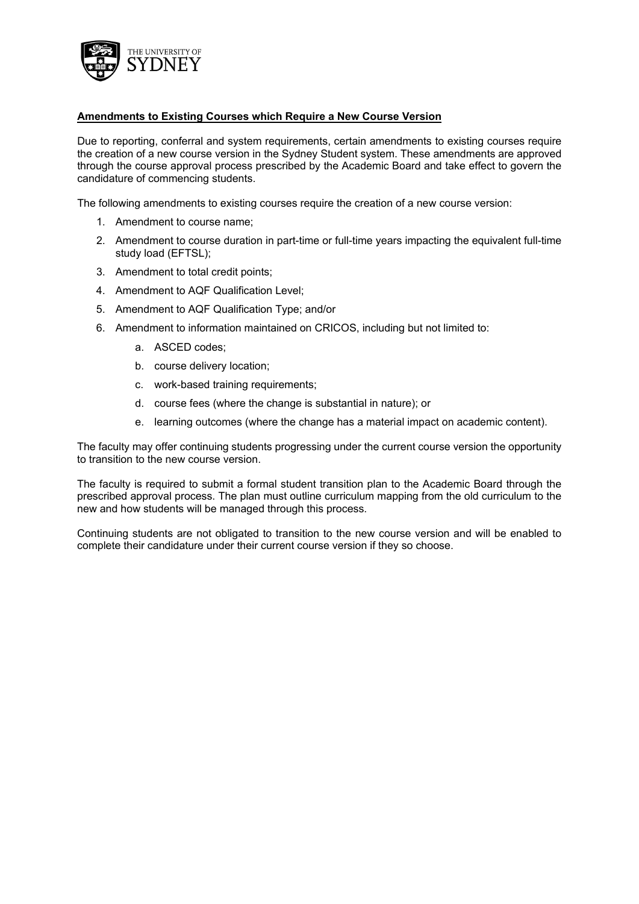**Amendments to Existing Courses which Require a New Course Version**

Due to reporting, conferral and system requirements, certain amendments to existing courses require the creation of a new course version in the Sydney Student system. These amendments are approved through the course approval process prescribed by the Academic Board and take effect to govern the candidature of commencing students.

The following amendments to existing courses require the creation of a new course version:

1. Amendment to course name;
2. Amendment to course duration in part-time or full-time years impacting the equivalent full-time study load (EFTSL);
3. Amendment to total credit points;
4. Amendment to AQF Qualification Level;
5. Amendment to AQF Qualification Type; and/or
6. Amendment to information maintained on CRICOS, including but not limited to:
    a. ASCED codes;
    b. course delivery location;
    c. work-based training requirements;
    d. course fees (where the change is substantial in nature); or
    e. learning outcomes (where the change has a material impact on academic content).

The faculty may offer continuing students progressing under the current course version the opportunity to transition to the new course version.

The faculty is required to submit a formal student transition plan to the Academic Board through the prescribed approval process. The plan must outline curriculum mapping from the old curriculum to the new and how students will be managed through this process.

Continuing students are not obligated to transition to the new course version and will be enabled to complete their candidature under their current course version if they so choose.